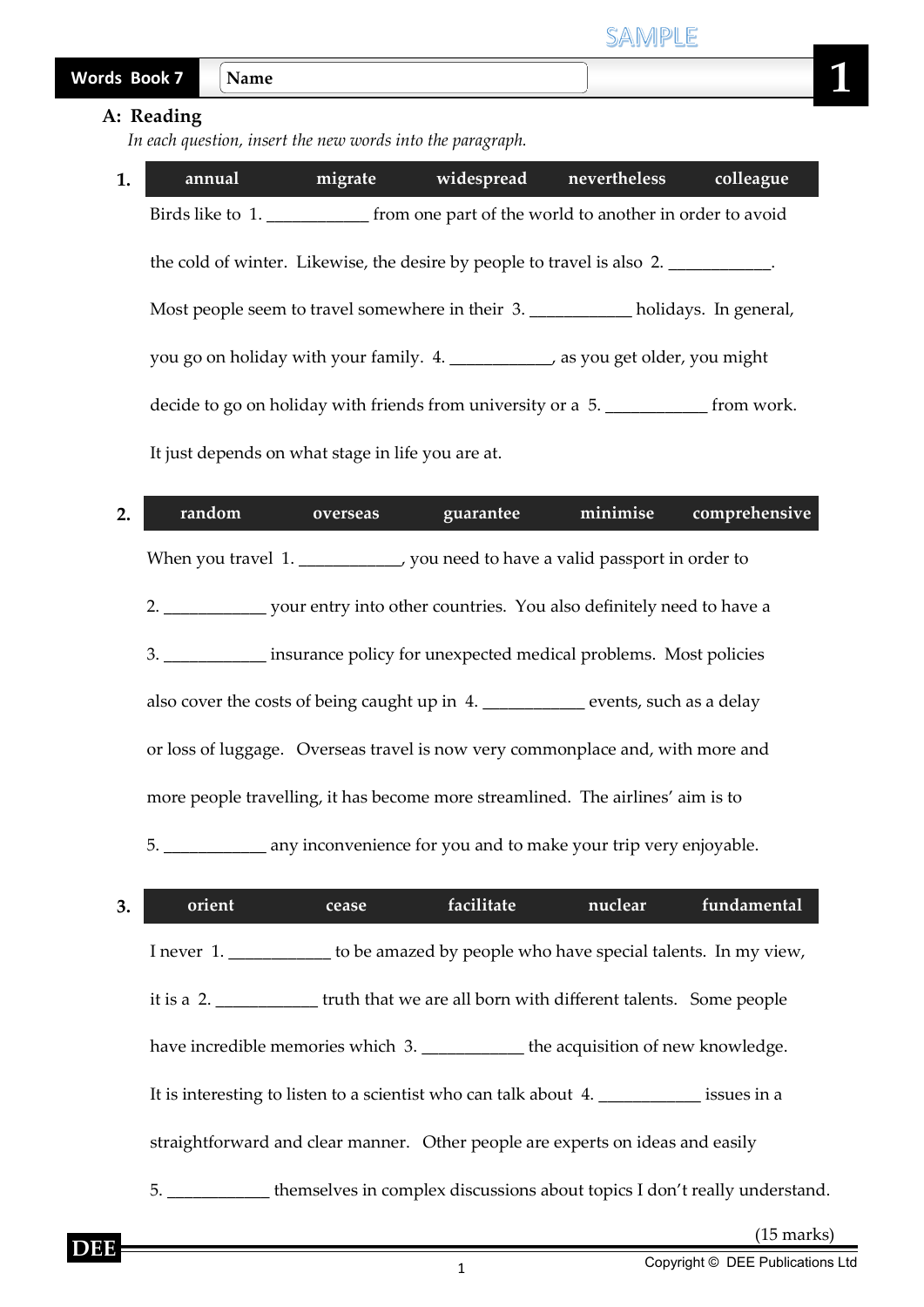Words Book 7 | Name ____________ | **1**

## A: Reading

*In each question, insert the new words into the paragraph.*

**1.**

| annual | migrate | widespread | nevertheless | colleague |
|---|---|---|---|---|

Birds like to 1. ___________ from one part of the world to another in order to avoid the cold of winter. Likewise, the desire by people to travel is also 2. ___________. Most people seem to travel somewhere in their 3. ___________ holidays. In general, you go on holiday with your family. 4. ___________, as you get older, you might decide to go on holiday with friends from university or a 5. ___________ from work. It just depends on what stage in life you are at.

**2.**

| random | overseas | guarantee | minimise | comprehensive |
|---|---|---|---|---|

When you travel 1. ___________, you need to have a valid passport in order to 2. ___________ your entry into other countries. You also definitely need to have a 3. ___________ insurance policy for unexpected medical problems. Most policies also cover the costs of being caught up in 4. ___________ events, such as a delay or loss of luggage. Overseas travel is now very commonplace and, with more and more people travelling, it has become more streamlined. The airlines' aim is to 5. ___________ any inconvenience for you and to make your trip very enjoyable.

**3.**

| orient | cease | facilitate | nuclear | fundamental |
|---|---|---|---|---|

I never 1. ___________ to be amazed by people who have special talents. In my view, it is a 2. ___________ truth that we are all born with different talents. Some people have incredible memories which 3. ___________ the acquisition of new knowledge. It is interesting to listen to a scientist who can talk about 4. ___________ issues in a straightforward and clear manner. Other people are experts on ideas and easily 5. ___________ themselves in complex discussions about topics I don't really understand.

(15 marks)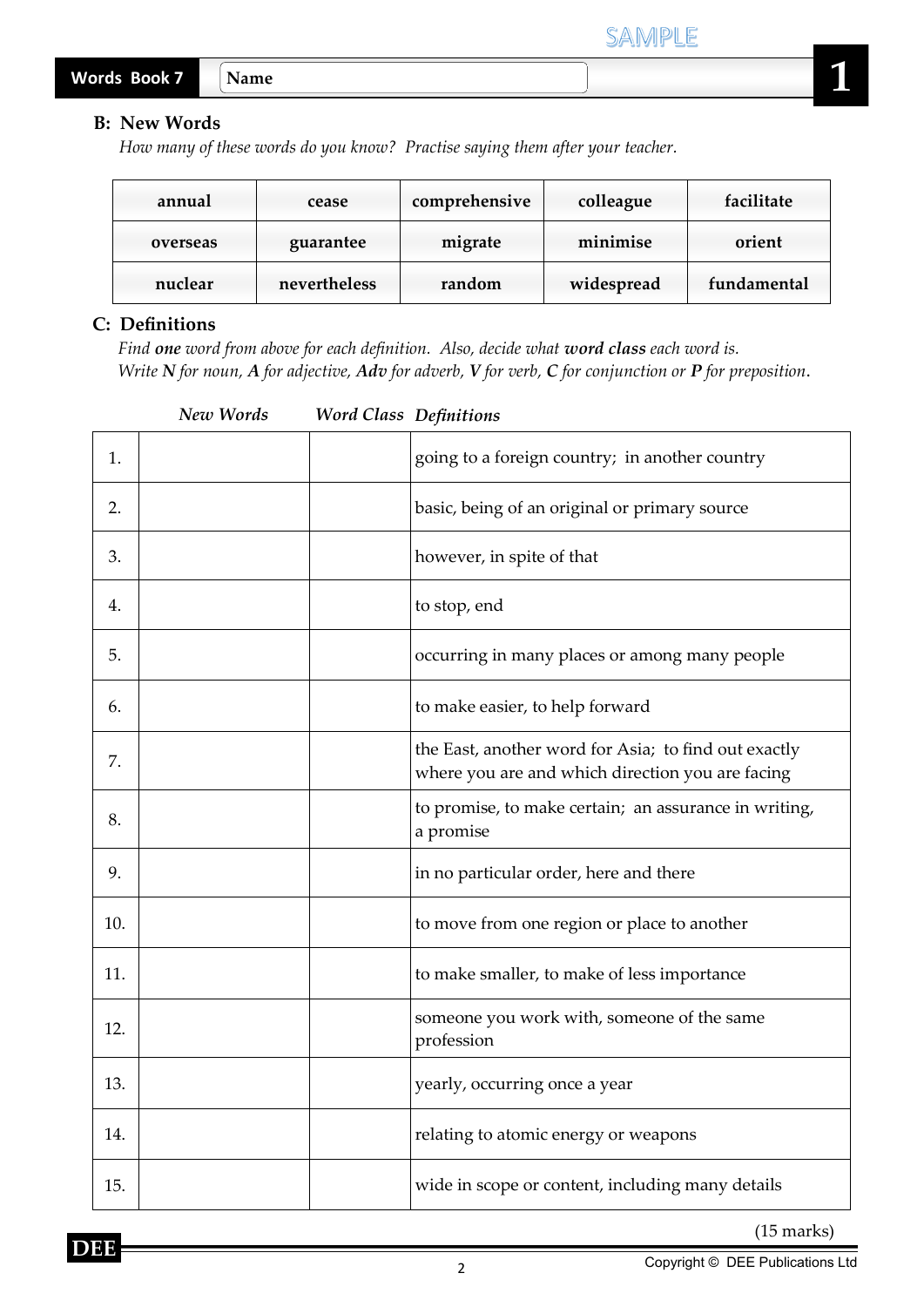SAMPLE

| Words Book 7 | Name | 1 |
|---|---|---|

## B: New Words

*How many of these words do you know? Practise saying them after your teacher.*

| annual | cease | comprehensive | colleague | facilitate |
|---|---|---|---|---|
| overseas | guarantee | migrate | minimise | orient |
| nuclear | nevertheless | random | widespread | fundamental |

## C: Definitions

*Find **one** word from above for each definition. Also, decide what **word class** each word is.*
*Write **N** for noun, **A** for adjective, **Adv** for adverb, **V** for verb, **C** for conjunction or **P** for preposition.*

| | *New Words* | *Word Class* | *Definitions* |
|---|---|---|---|
| 1. | | | going to a foreign country; in another country |
| 2. | | | basic, being of an original or primary source |
| 3. | | | however, in spite of that |
| 4. | | | to stop, end |
| 5. | | | occurring in many places or among many people |
| 6. | | | to make easier, to help forward |
| 7. | | | the East, another word for Asia; to find out exactly where you are and which direction you are facing |
| 8. | | | to promise, to make certain; an assurance in writing, a promise |
| 9. | | | in no particular order, here and there |
| 10. | | | to move from one region or place to another |
| 11. | | | to make smaller, to make of less importance |
| 12. | | | someone you work with, someone of the same profession |
| 13. | | | yearly, occurring once a year |
| 14. | | | relating to atomic energy or weapons |
| 15. | | | wide in scope or content, including many details |

(15 marks)

DEE

Copyright © DEE Publications Ltd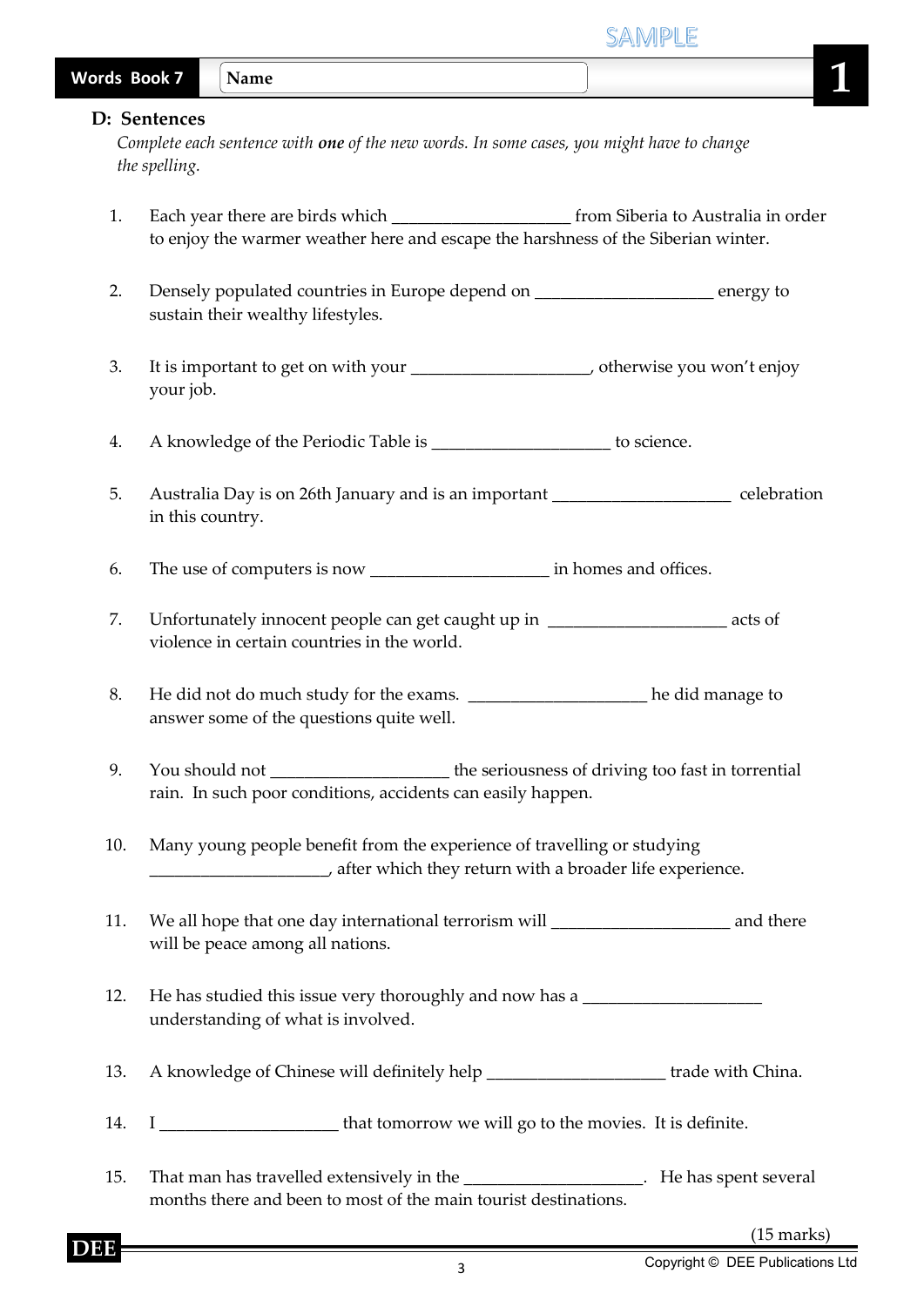Words Book 7 | Name | 1

## D: Sentences

*Complete each sentence with **one** of the new words. In some cases, you might have to change the spelling.*

1. Each year there are birds which ____________________ from Siberia to Australia in order to enjoy the warmer weather here and escape the harshness of the Siberian winter.

2. Densely populated countries in Europe depend on ____________________ energy to sustain their wealthy lifestyles.

3. It is important to get on with your ____________________, otherwise you won't enjoy your job.

4. A knowledge of the Periodic Table is ____________________ to science.

5. Australia Day is on 26th January and is an important ____________________ celebration in this country.

6. The use of computers is now ____________________ in homes and offices.

7. Unfortunately innocent people can get caught up in ____________________ acts of violence in certain countries in the world.

8. He did not do much study for the exams. ____________________ he did manage to answer some of the questions quite well.

9. You should not ____________________ the seriousness of driving too fast in torrential rain. In such poor conditions, accidents can easily happen.

10. Many young people benefit from the experience of travelling or studying ____________________, after which they return with a broader life experience.

11. We all hope that one day international terrorism will ____________________ and there will be peace among all nations.

12. He has studied this issue very thoroughly and now has a ____________________ understanding of what is involved.

13. A knowledge of Chinese will definitely help ____________________ trade with China.

14. I ____________________ that tomorrow we will go to the movies. It is definite.

15. That man has travelled extensively in the ____________________. He has spent several months there and been to most of the main tourist destinations.

(15 marks)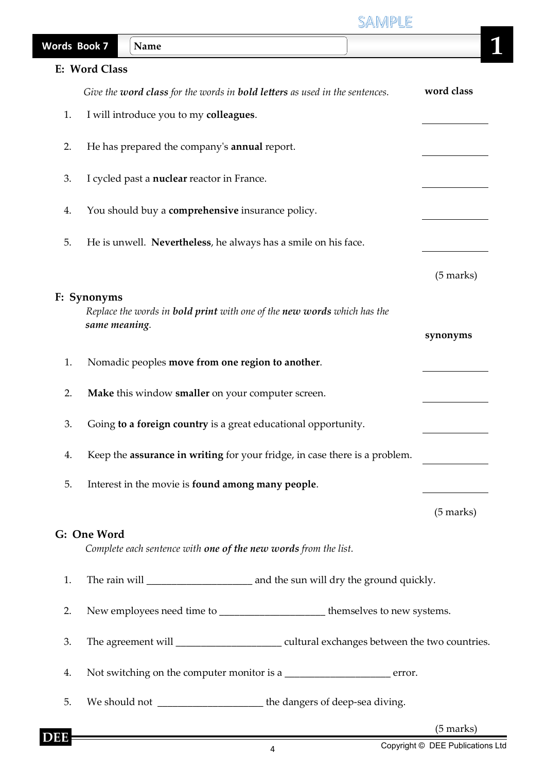SAMPLE

**Words Book 7** | Name | **1**

## E: Word Class

*Give the **word class** for the words in **bold letters** as used in the sentences.* **word class**

1. I will introduce you to my **colleagues**. ____________
2. He has prepared the company's **annual** report. ____________
3. I cycled past a **nuclear** reactor in France. ____________
4. You should buy a **comprehensive** insurance policy. ____________
5. He is unwell. **Nevertheless**, he always has a smile on his face. ____________

(5 marks)

## F: Synonyms

*Replace the words in **bold print** with one of the **new words** which has the **same meaning**.*

**synonyms**

1. Nomadic peoples **move from one region to another**. ____________
2. **Make** this window **smaller** on your computer screen. ____________
3. Going **to a foreign country** is a great educational opportunity. ____________
4. Keep the **assurance in writing** for your fridge, in case there is a problem. ____________
5. Interest in the movie is **found among many people**. ____________

(5 marks)

## G: One Word

*Complete each sentence with **one of the new words** from the list.*

1. The rain will ____________________ and the sun will dry the ground quickly.
2. New employees need time to ____________________ themselves to new systems.
3. The agreement will ____________________ cultural exchanges between the two countries.
4. Not switching on the computer monitor is a ____________________ error.
5. We should not ____________________ the dangers of deep-sea diving.

(5 marks)

DEE

Copyright © DEE Publications Ltd